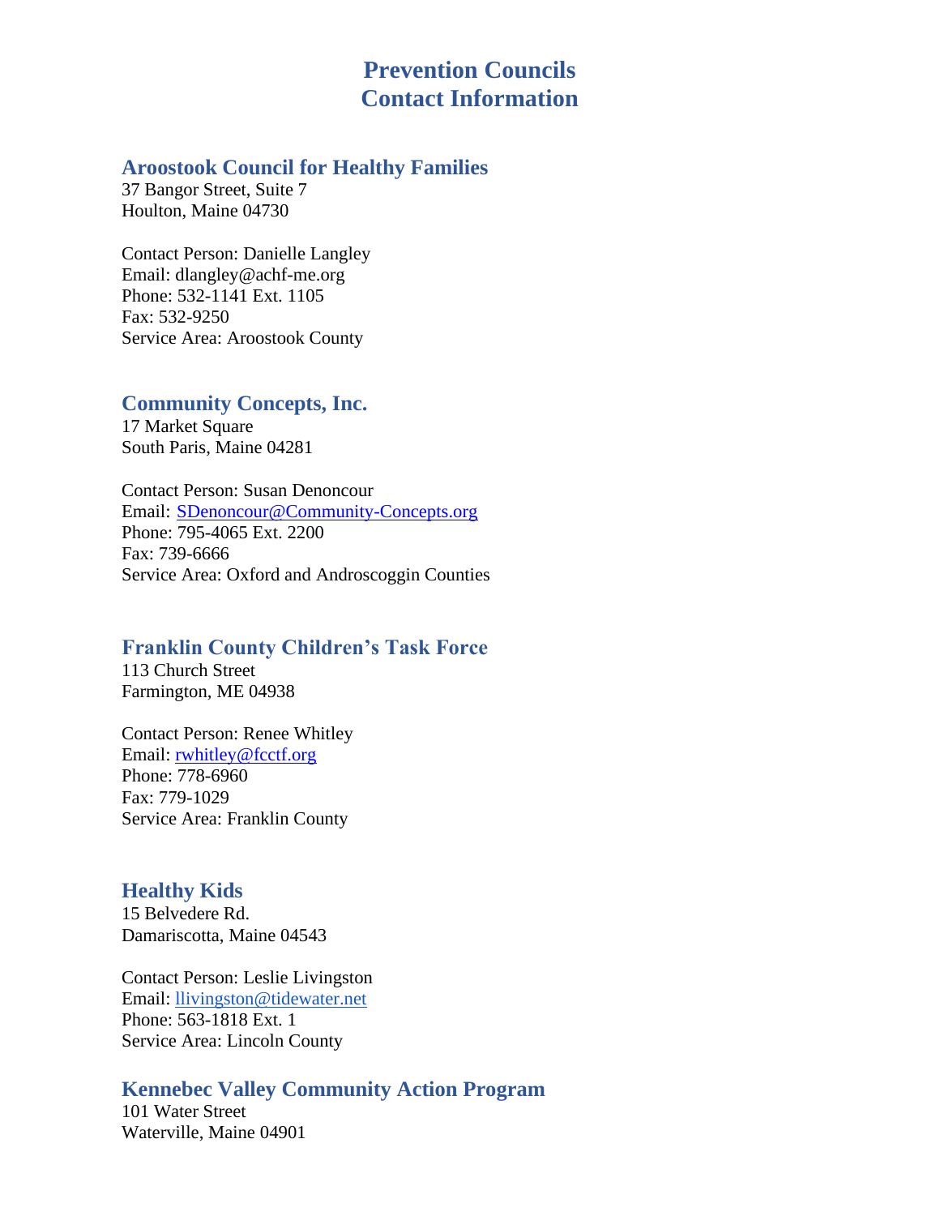# Prevention Councils
# Contact Information

## Aroostook Council for Healthy Families

37 Bangor Street, Suite 7
Houlton, Maine 04730

Contact Person: Danielle Langley
Email: dlangley@achf-me.org
Phone: 532-1141 Ext. 1105
Fax: 532-9250
Service Area: Aroostook County

## Community Concepts, Inc.

17 Market Square
South Paris, Maine 04281

Contact Person: Susan Denoncour
Email: SDenoncour@Community-Concepts.org
Phone: 795-4065 Ext. 2200
Fax: 739-6666
Service Area: Oxford and Androscoggin Counties

## Franklin County Children's Task Force

113 Church Street
Farmington, ME 04938

Contact Person: Renee Whitley
Email: rwhitley@fcctf.org
Phone: 778-6960
Fax: 779-1029
Service Area: Franklin County

## Healthy Kids

15 Belvedere Rd.
Damariscotta, Maine 04543

Contact Person: Leslie Livingston
Email: llivingston@tidewater.net
Phone: 563-1818 Ext. 1
Service Area: Lincoln County

## Kennebec Valley Community Action Program

101 Water Street
Waterville, Maine 04901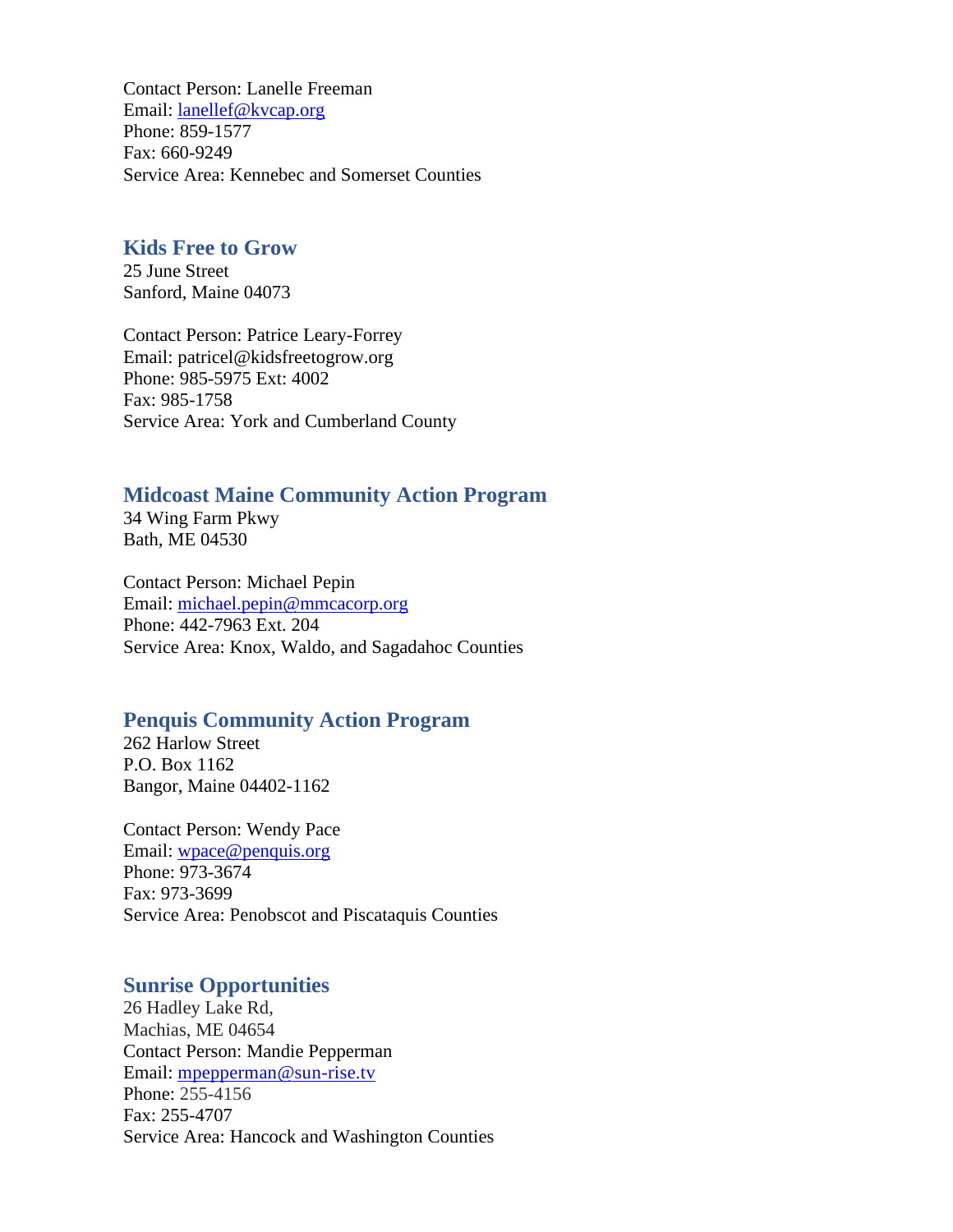Contact Person: Lanelle Freeman
Email: lanellef@kvcap.org
Phone: 859-1577
Fax: 660-9249
Service Area: Kennebec and Somerset Counties

### Kids Free to Grow

25 June Street
Sanford, Maine 04073

Contact Person: Patrice Leary-Forrey
Email: patricel@kidsfreetogrow.org
Phone: 985-5975 Ext: 4002
Fax: 985-1758
Service Area: York and Cumberland County

### Midcoast Maine Community Action Program

34 Wing Farm Pkwy
Bath, ME 04530

Contact Person: Michael Pepin
Email: michael.pepin@mmcacorp.org
Phone: 442-7963 Ext. 204
Service Area: Knox, Waldo, and Sagadahoc Counties

### Penquis Community Action Program

262 Harlow Street
P.O. Box 1162
Bangor, Maine 04402-1162

Contact Person: Wendy Pace
Email: wpace@penquis.org
Phone: 973-3674
Fax: 973-3699
Service Area: Penobscot and Piscataquis Counties

### Sunrise Opportunities

26 Hadley Lake Rd,
Machias, ME 04654
Contact Person: Mandie Pepperman
Email: mpepperman@sun-rise.tv
Phone: 255-4156
Fax: 255-4707
Service Area: Hancock and Washington Counties